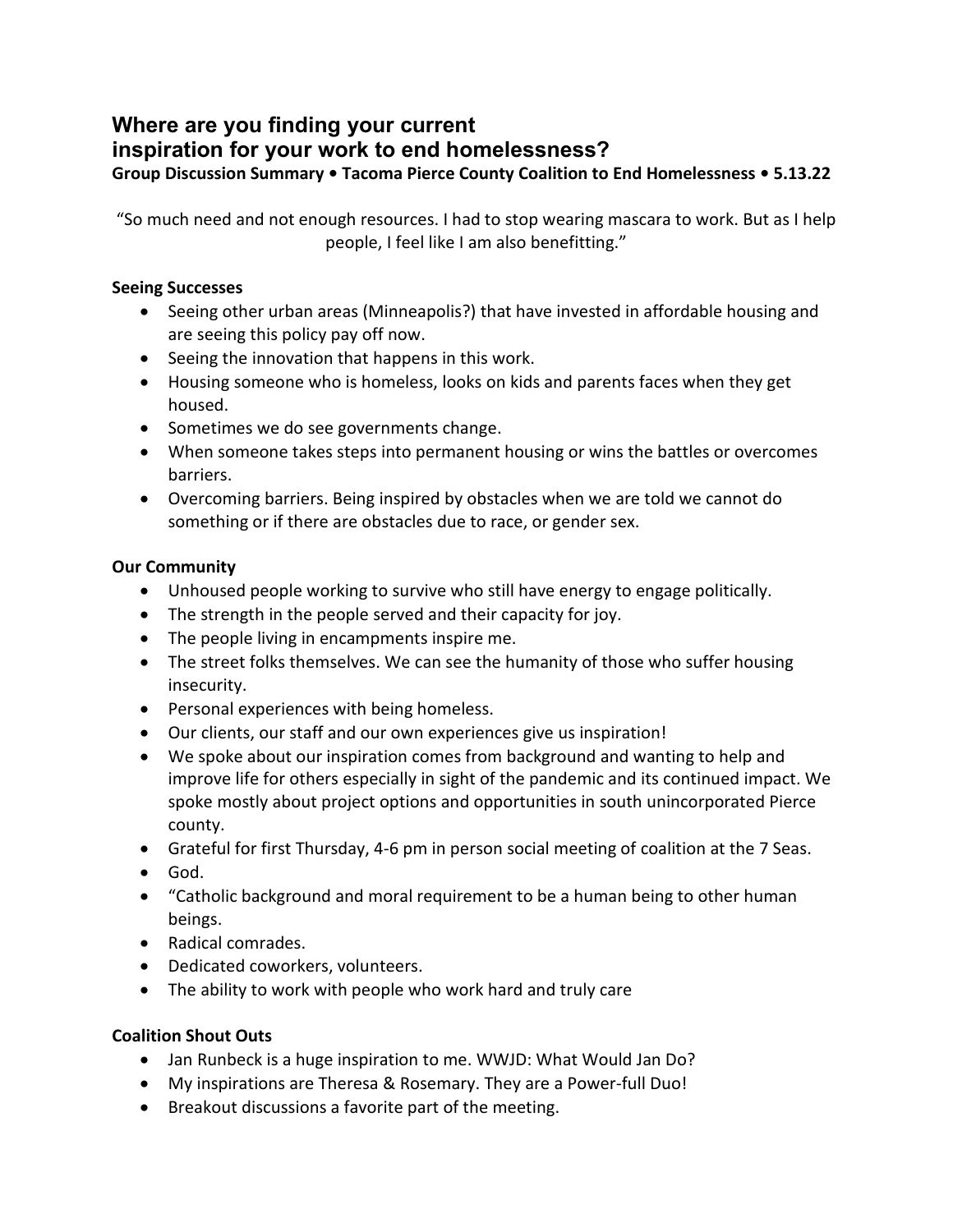# Where are you finding your current inspiration for your work to end homelessness?

**Group Discussion Summary • Tacoma Pierce County Coalition to End Homelessness • 5.13.22**

"So much need and not enough resources. I had to stop wearing mascara to work. But as I help people, I feel like I am also benefitting."

**Seeing Successes**

- Seeing other urban areas (Minneapolis?) that have invested in affordable housing and are seeing this policy pay off now.
- Seeing the innovation that happens in this work.
- Housing someone who is homeless, looks on kids and parents faces when they get housed.
- Sometimes we do see governments change.
- When someone takes steps into permanent housing or wins the battles or overcomes barriers.
- Overcoming barriers. Being inspired by obstacles when we are told we cannot do something or if there are obstacles due to race, or gender sex.

**Our Community**

- Unhoused people working to survive who still have energy to engage politically.
- The strength in the people served and their capacity for joy.
- The people living in encampments inspire me.
- The street folks themselves. We can see the humanity of those who suffer housing insecurity.
- Personal experiences with being homeless.
- Our clients, our staff and our own experiences give us inspiration!
- We spoke about our inspiration comes from background and wanting to help and improve life for others especially in sight of the pandemic and its continued impact. We spoke mostly about project options and opportunities in south unincorporated Pierce county.
- Grateful for first Thursday, 4-6 pm in person social meeting of coalition at the 7 Seas.
- God.
- "Catholic background and moral requirement to be a human being to other human beings.
- Radical comrades.
- Dedicated coworkers, volunteers.
- The ability to work with people who work hard and truly care

**Coalition Shout Outs**

- Jan Runbeck is a huge inspiration to me. WWJD: What Would Jan Do?
- My inspirations are Theresa & Rosemary. They are a Power-full Duo!
- Breakout discussions a favorite part of the meeting.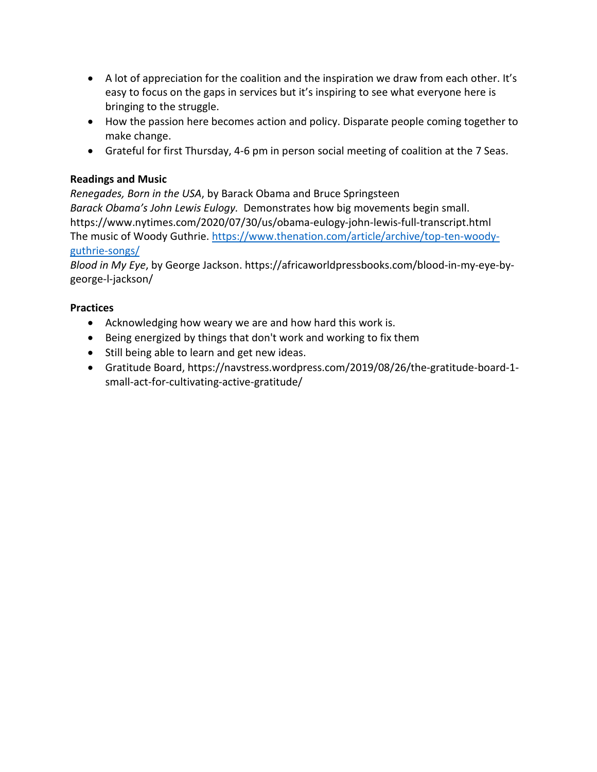- A lot of appreciation for the coalition and the inspiration we draw from each other. It's easy to focus on the gaps in services but it's inspiring to see what everyone here is bringing to the struggle.
- How the passion here becomes action and policy. Disparate people coming together to make change.
- Grateful for first Thursday, 4-6 pm in person social meeting of coalition at the 7 Seas.

**Readings and Music**

*Renegades, Born in the USA*, by Barack Obama and Bruce Springsteen
*Barack Obama's John Lewis Eulogy.* Demonstrates how big movements begin small. https://www.nytimes.com/2020/07/30/us/obama-eulogy-john-lewis-full-transcript.html
The music of Woody Guthrie. https://www.thenation.com/article/archive/top-ten-woody-guthrie-songs/
*Blood in My Eye*, by George Jackson. https://africaworldpressbooks.com/blood-in-my-eye-by-george-l-jackson/

**Practices**

- Acknowledging how weary we are and how hard this work is.
- Being energized by things that don't work and working to fix them
- Still being able to learn and get new ideas.
- Gratitude Board, https://navstress.wordpress.com/2019/08/26/the-gratitude-board-1-small-act-for-cultivating-active-gratitude/